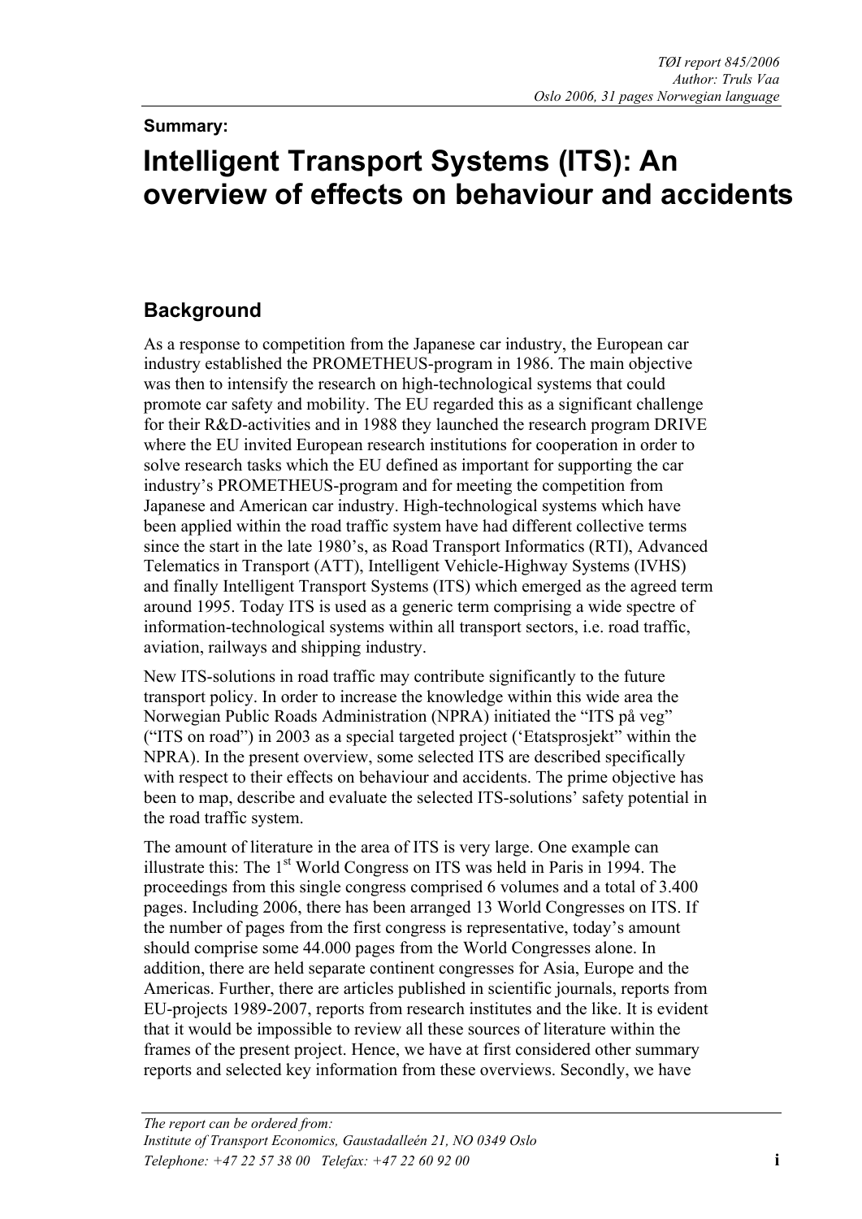*TØI report 845/2006*
*Author: Truls Vaa*
*Oslo 2006, 31 pages Norwegian language*

**Summary:**

# Intelligent Transport Systems (ITS): An overview of effects on behaviour and accidents

## Background

As a response to competition from the Japanese car industry, the European car industry established the PROMETHEUS-program in 1986. The main objective was then to intensify the research on high-technological systems that could promote car safety and mobility. The EU regarded this as a significant challenge for their R&D-activities and in 1988 they launched the research program DRIVE where the EU invited European research institutions for cooperation in order to solve research tasks which the EU defined as important for supporting the car industry's PROMETHEUS-program and for meeting the competition from Japanese and American car industry. High-technological systems which have been applied within the road traffic system have had different collective terms since the start in the late 1980's, as Road Transport Informatics (RTI), Advanced Telematics in Transport (ATT), Intelligent Vehicle-Highway Systems (IVHS) and finally Intelligent Transport Systems (ITS) which emerged as the agreed term around 1995. Today ITS is used as a generic term comprising a wide spectre of information-technological systems within all transport sectors, i.e. road traffic, aviation, railways and shipping industry.

New ITS-solutions in road traffic may contribute significantly to the future transport policy. In order to increase the knowledge within this wide area the Norwegian Public Roads Administration (NPRA) initiated the "ITS på veg" ("ITS on road") in 2003 as a special targeted project ('Etatsprosjekt" within the NPRA). In the present overview, some selected ITS are described specifically with respect to their effects on behaviour and accidents. The prime objective has been to map, describe and evaluate the selected ITS-solutions' safety potential in the road traffic system.

The amount of literature in the area of ITS is very large. One example can illustrate this: The 1st World Congress on ITS was held in Paris in 1994. The proceedings from this single congress comprised 6 volumes and a total of 3.400 pages. Including 2006, there has been arranged 13 World Congresses on ITS. If the number of pages from the first congress is representative, today's amount should comprise some 44.000 pages from the World Congresses alone. In addition, there are held separate continent congresses for Asia, Europe and the Americas. Further, there are articles published in scientific journals, reports from EU-projects 1989-2007, reports from research institutes and the like. It is evident that it would be impossible to review all these sources of literature within the frames of the present project. Hence, we have at first considered other summary reports and selected key information from these overviews. Secondly, we have

*The report can be ordered from:*
*Institute of Transport Economics, Gaustadalleén 21, NO 0349 Oslo*
*Telephone: +47 22 57 38 00 Telefax: +47 22 60 92 00*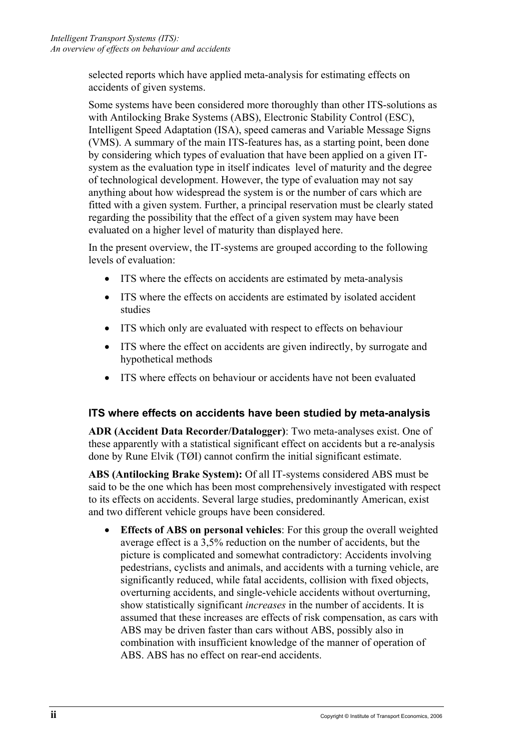selected reports which have applied meta-analysis for estimating effects on accidents of given systems.

Some systems have been considered more thoroughly than other ITS-solutions as with Antilocking Brake Systems (ABS), Electronic Stability Control (ESC), Intelligent Speed Adaptation (ISA), speed cameras and Variable Message Signs (VMS). A summary of the main ITS-features has, as a starting point, been done by considering which types of evaluation that have been applied on a given IT-system as the evaluation type in itself indicates level of maturity and the degree of technological development. However, the type of evaluation may not say anything about how widespread the system is or the number of cars which are fitted with a given system. Further, a principal reservation must be clearly stated regarding the possibility that the effect of a given system may have been evaluated on a higher level of maturity than displayed here.

In the present overview, the IT-systems are grouped according to the following levels of evaluation:

- ITS where the effects on accidents are estimated by meta-analysis
- ITS where the effects on accidents are estimated by isolated accident studies
- ITS which only are evaluated with respect to effects on behaviour
- ITS where the effect on accidents are given indirectly, by surrogate and hypothetical methods
- ITS where effects on behaviour or accidents have not been evaluated

### ITS where effects on accidents have been studied by meta-analysis

**ADR (Accident Data Recorder/Datalogger)**: Two meta-analyses exist. One of these apparently with a statistical significant effect on accidents but a re-analysis done by Rune Elvik (TØI) cannot confirm the initial significant estimate.

**ABS (Antilocking Brake System):** Of all IT-systems considered ABS must be said to be the one which has been most comprehensively investigated with respect to its effects on accidents. Several large studies, predominantly American, exist and two different vehicle groups have been considered.

- **Effects of ABS on personal vehicles**: For this group the overall weighted average effect is a 3,5% reduction on the number of accidents, but the picture is complicated and somewhat contradictory: Accidents involving pedestrians, cyclists and animals, and accidents with a turning vehicle, are significantly reduced, while fatal accidents, collision with fixed objects, overturning accidents, and single-vehicle accidents without overturning, show statistically significant *increases* in the number of accidents. It is assumed that these increases are effects of risk compensation, as cars with ABS may be driven faster than cars without ABS, possibly also in combination with insufficient knowledge of the manner of operation of ABS. ABS has no effect on rear-end accidents.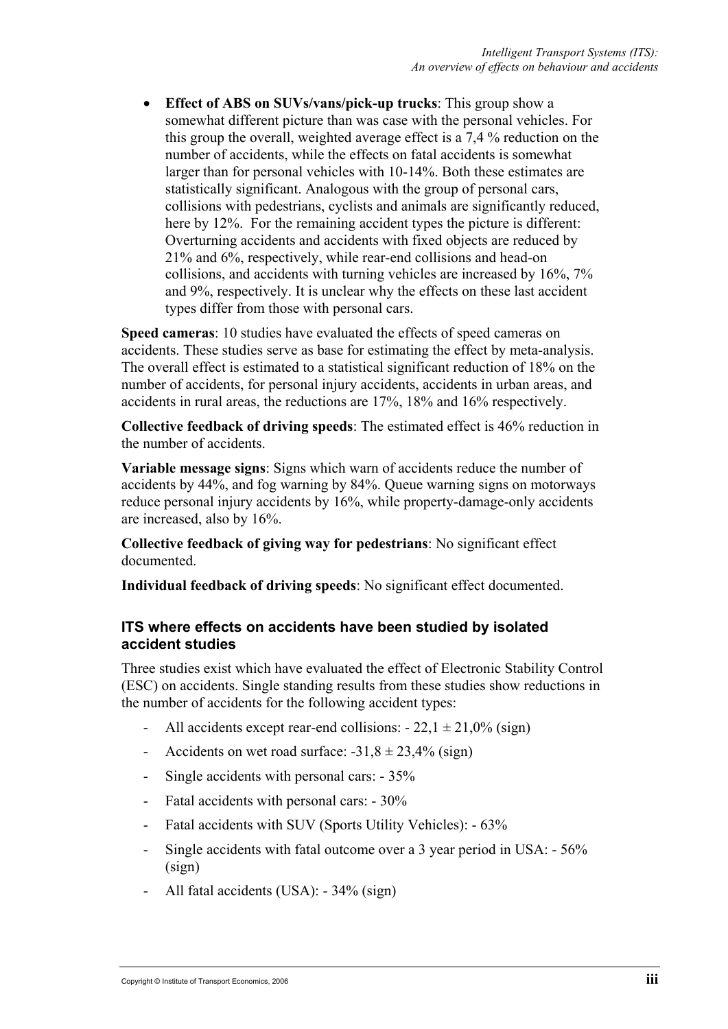- **Effect of ABS on SUVs/vans/pick-up trucks**: This group show a somewhat different picture than was case with the personal vehicles. For this group the overall, weighted average effect is a 7,4 % reduction on the number of accidents, while the effects on fatal accidents is somewhat larger than for personal vehicles with 10-14%. Both these estimates are statistically significant. Analogous with the group of personal cars, collisions with pedestrians, cyclists and animals are significantly reduced, here by 12%. For the remaining accident types the picture is different: Overturning accidents and accidents with fixed objects are reduced by 21% and 6%, respectively, while rear-end collisions and head-on collisions, and accidents with turning vehicles are increased by 16%, 7% and 9%, respectively. It is unclear why the effects on these last accident types differ from those with personal cars.

**Speed cameras**: 10 studies have evaluated the effects of speed cameras on accidents. These studies serve as base for estimating the effect by meta-analysis. The overall effect is estimated to a statistical significant reduction of 18% on the number of accidents, for personal injury accidents, accidents in urban areas, and accidents in rural areas, the reductions are 17%, 18% and 16% respectively.

**Collective feedback of driving speeds**: The estimated effect is 46% reduction in the number of accidents.

**Variable message signs**: Signs which warn of accidents reduce the number of accidents by 44%, and fog warning by 84%. Queue warning signs on motorways reduce personal injury accidents by 16%, while property-damage-only accidents are increased, also by 16%.

**Collective feedback of giving way for pedestrians**: No significant effect documented.

**Individual feedback of driving speeds**: No significant effect documented.

### ITS where effects on accidents have been studied by isolated accident studies

Three studies exist which have evaluated the effect of Electronic Stability Control (ESC) on accidents. Single standing results from these studies show reductions in the number of accidents for the following accident types:

- All accidents except rear-end collisions: - 22,1 ± 21,0% (sign)
- Accidents on wet road surface: -31,8 ± 23,4% (sign)
- Single accidents with personal cars: - 35%
- Fatal accidents with personal cars: - 30%
- Fatal accidents with SUV (Sports Utility Vehicles): - 63%
- Single accidents with fatal outcome over a 3 year period in USA: - 56% (sign)
- All fatal accidents (USA): - 34% (sign)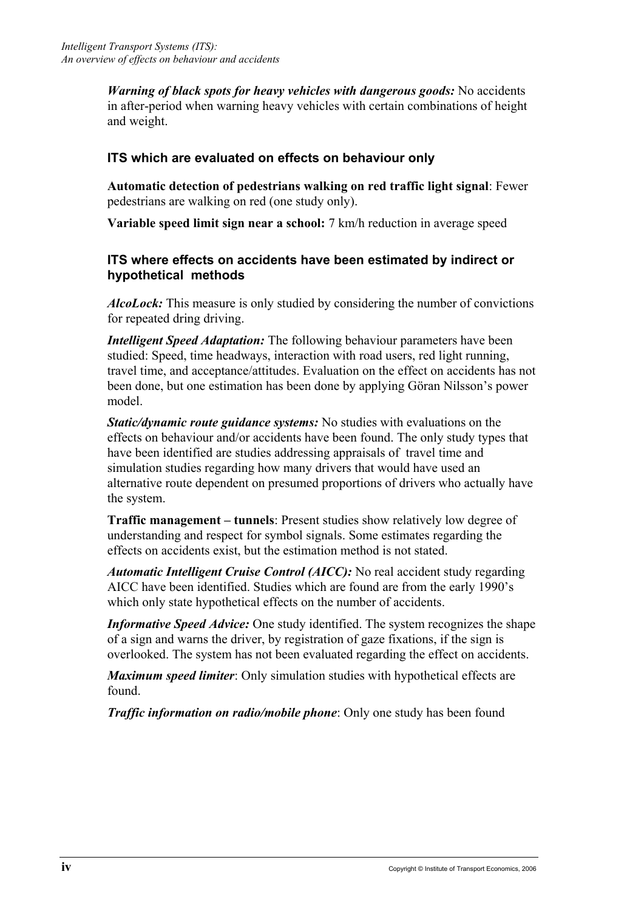***Warning of black spots for heavy vehicles with dangerous goods:*** No accidents in after-period when warning heavy vehicles with certain combinations of height and weight.

### ITS which are evaluated on effects on behaviour only

**Automatic detection of pedestrians walking on red traffic light signal**: Fewer pedestrians are walking on red (one study only).

**Variable speed limit sign near a school:** 7 km/h reduction in average speed

### ITS where effects on accidents have been estimated by indirect or hypothetical methods

***AlcoLock:*** This measure is only studied by considering the number of convictions for repeated dring driving.

***Intelligent Speed Adaptation:*** The following behaviour parameters have been studied: Speed, time headways, interaction with road users, red light running, travel time, and acceptance/attitudes. Evaluation on the effect on accidents has not been done, but one estimation has been done by applying Göran Nilsson's power model.

***Static/dynamic route guidance systems:*** No studies with evaluations on the effects on behaviour and/or accidents have been found. The only study types that have been identified are studies addressing appraisals of travel time and simulation studies regarding how many drivers that would have used an alternative route dependent on presumed proportions of drivers who actually have the system.

**Traffic management – tunnels**: Present studies show relatively low degree of understanding and respect for symbol signals. Some estimates regarding the effects on accidents exist, but the estimation method is not stated.

***Automatic Intelligent Cruise Control (AICC):*** No real accident study regarding AICC have been identified. Studies which are found are from the early 1990's which only state hypothetical effects on the number of accidents.

***Informative Speed Advice:*** One study identified. The system recognizes the shape of a sign and warns the driver, by registration of gaze fixations, if the sign is overlooked. The system has not been evaluated regarding the effect on accidents.

***Maximum speed limiter***: Only simulation studies with hypothetical effects are found.

***Traffic information on radio/mobile phone***: Only one study has been found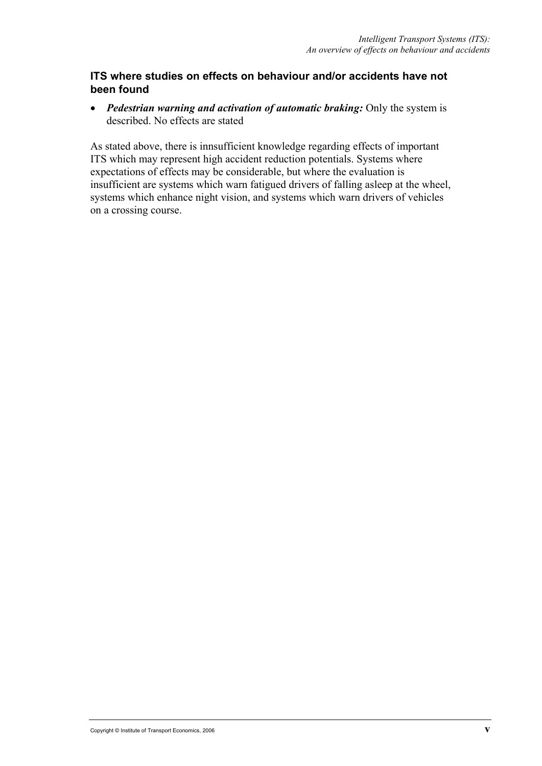### ITS where studies on effects on behaviour and/or accidents have not been found

- ***Pedestrian warning and activation of automatic braking:*** Only the system is described. No effects are stated

As stated above, there is innsufficient knowledge regarding effects of important ITS which may represent high accident reduction potentials. Systems where expectations of effects may be considerable, but where the evaluation is insufficient are systems which warn fatigued drivers of falling asleep at the wheel, systems which enhance night vision, and systems which warn drivers of vehicles on a crossing course.